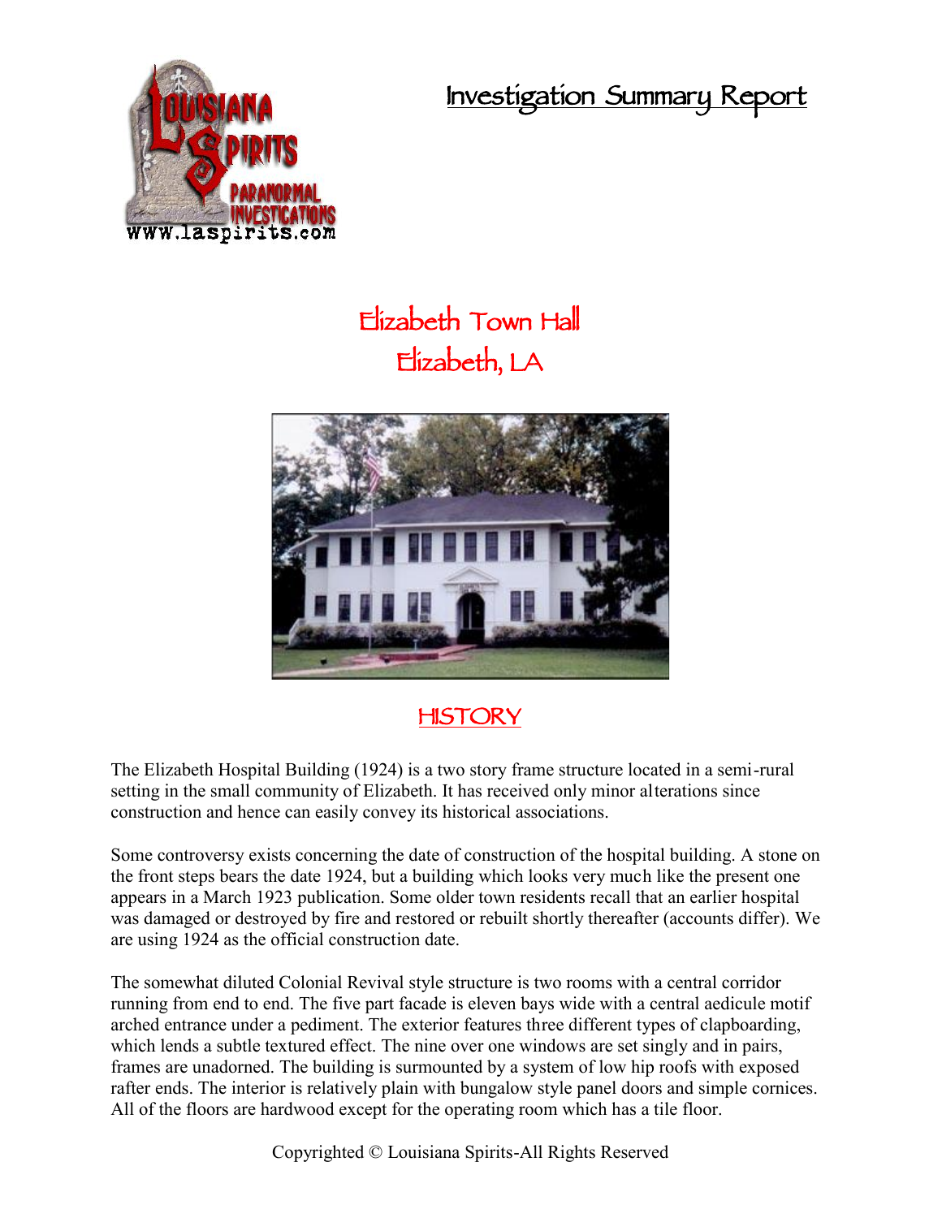# Investigation Summary Report

## Elizabeth Town Hall
## Elizabeth, LA

## HISTORY

The Elizabeth Hospital Building (1924) is a two story frame structure located in a semi-rural setting in the small community of Elizabeth. It has received only minor alterations since construction and hence can easily convey its historical associations.

Some controversy exists concerning the date of construction of the hospital building. A stone on the front steps bears the date 1924, but a building which looks very much like the present one appears in a March 1923 publication. Some older town residents recall that an earlier hospital was damaged or destroyed by fire and restored or rebuilt shortly thereafter (accounts differ). We are using 1924 as the official construction date.

The somewhat diluted Colonial Revival style structure is two rooms with a central corridor running from end to end. The five part facade is eleven bays wide with a central aedicule motif arched entrance under a pediment. The exterior features three different types of clapboarding, which lends a subtle textured effect. The nine over one windows are set singly and in pairs, frames are unadorned. The building is surmounted by a system of low hip roofs with exposed rafter ends. The interior is relatively plain with bungalow style panel doors and simple cornices. All of the floors are hardwood except for the operating room which has a tile floor.

Copyrighted © Louisiana Spirits-All Rights Reserved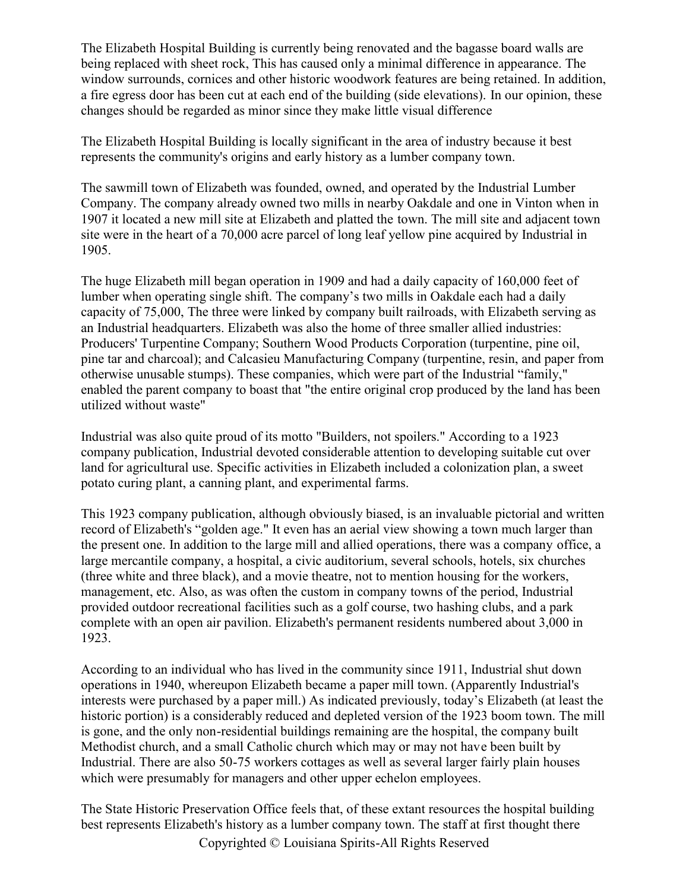The Elizabeth Hospital Building is currently being renovated and the bagasse board walls are being replaced with sheet rock, This has caused only a minimal difference in appearance. The window surrounds, cornices and other historic woodwork features are being retained. In addition, a fire egress door has been cut at each end of the building (side elevations). In our opinion, these changes should be regarded as minor since they make little visual difference

The Elizabeth Hospital Building is locally significant in the area of industry because it best represents the community's origins and early history as a lumber company town.

The sawmill town of Elizabeth was founded, owned, and operated by the Industrial Lumber Company. The company already owned two mills in nearby Oakdale and one in Vinton when in 1907 it located a new mill site at Elizabeth and platted the town. The mill site and adjacent town site were in the heart of a 70,000 acre parcel of long leaf yellow pine acquired by Industrial in 1905.

The huge Elizabeth mill began operation in 1909 and had a daily capacity of 160,000 feet of lumber when operating single shift. The company's two mills in Oakdale each had a daily capacity of 75,000, The three were linked by company built railroads, with Elizabeth serving as an Industrial headquarters. Elizabeth was also the home of three smaller allied industries: Producers' Turpentine Company; Southern Wood Products Corporation (turpentine, pine oil, pine tar and charcoal); and Calcasieu Manufacturing Company (turpentine, resin, and paper from otherwise unusable stumps). These companies, which were part of the Industrial "family," enabled the parent company to boast that "the entire original crop produced by the land has been utilized without waste"

Industrial was also quite proud of its motto "Builders, not spoilers." According to a 1923 company publication, Industrial devoted considerable attention to developing suitable cut over land for agricultural use. Specific activities in Elizabeth included a colonization plan, a sweet potato curing plant, a canning plant, and experimental farms.

This 1923 company publication, although obviously biased, is an invaluable pictorial and written record of Elizabeth's "golden age." It even has an aerial view showing a town much larger than the present one. In addition to the large mill and allied operations, there was a company office, a large mercantile company, a hospital, a civic auditorium, several schools, hotels, six churches (three white and three black), and a movie theatre, not to mention housing for the workers, management, etc. Also, as was often the custom in company towns of the period, Industrial provided outdoor recreational facilities such as a golf course, two hashing clubs, and a park complete with an open air pavilion. Elizabeth's permanent residents numbered about 3,000 in 1923.

According to an individual who has lived in the community since 1911, Industrial shut down operations in 1940, whereupon Elizabeth became a paper mill town. (Apparently Industrial's interests were purchased by a paper mill.) As indicated previously, today's Elizabeth (at least the historic portion) is a considerably reduced and depleted version of the 1923 boom town. The mill is gone, and the only non-residential buildings remaining are the hospital, the company built Methodist church, and a small Catholic church which may or may not have been built by Industrial. There are also 50-75 workers cottages as well as several larger fairly plain houses which were presumably for managers and other upper echelon employees.

The State Historic Preservation Office feels that, of these extant resources the hospital building best represents Elizabeth's history as a lumber company town. The staff at first thought there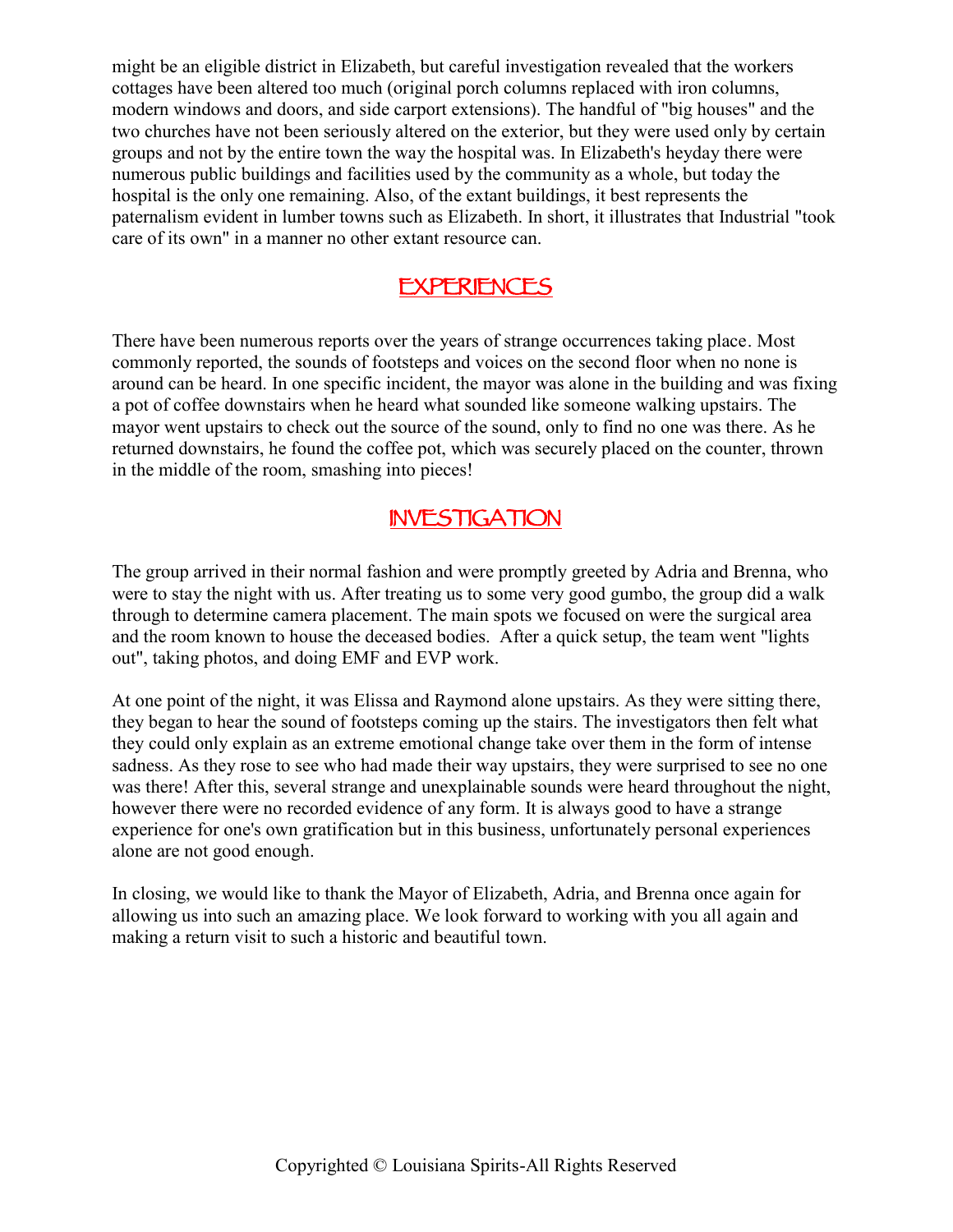might be an eligible district in Elizabeth, but careful investigation revealed that the workers cottages have been altered too much (original porch columns replaced with iron columns, modern windows and doors, and side carport extensions). The handful of "big houses" and the two churches have not been seriously altered on the exterior, but they were used only by certain groups and not by the entire town the way the hospital was. In Elizabeth's heyday there were numerous public buildings and facilities used by the community as a whole, but today the hospital is the only one remaining. Also, of the extant buildings, it best represents the paternalism evident in lumber towns such as Elizabeth. In short, it illustrates that Industrial "took care of its own" in a manner no other extant resource can.

## EXPERIENCES

There have been numerous reports over the years of strange occurrences taking place. Most commonly reported, the sounds of footsteps and voices on the second floor when no none is around can be heard. In one specific incident, the mayor was alone in the building and was fixing a pot of coffee downstairs when he heard what sounded like someone walking upstairs. The mayor went upstairs to check out the source of the sound, only to find no one was there. As he returned downstairs, he found the coffee pot, which was securely placed on the counter, thrown in the middle of the room, smashing into pieces!

## INVESTIGATION

The group arrived in their normal fashion and were promptly greeted by Adria and Brenna, who were to stay the night with us. After treating us to some very good gumbo, the group did a walk through to determine camera placement. The main spots we focused on were the surgical area and the room known to house the deceased bodies. After a quick setup, the team went "lights out", taking photos, and doing EMF and EVP work.

At one point of the night, it was Elissa and Raymond alone upstairs. As they were sitting there, they began to hear the sound of footsteps coming up the stairs. The investigators then felt what they could only explain as an extreme emotional change take over them in the form of intense sadness. As they rose to see who had made their way upstairs, they were surprised to see no one was there! After this, several strange and unexplainable sounds were heard throughout the night, however there were no recorded evidence of any form. It is always good to have a strange experience for one's own gratification but in this business, unfortunately personal experiences alone are not good enough.

In closing, we would like to thank the Mayor of Elizabeth, Adria, and Brenna once again for allowing us into such an amazing place. We look forward to working with you all again and making a return visit to such a historic and beautiful town.

Copyrighted © Louisiana Spirits-All Rights Reserved